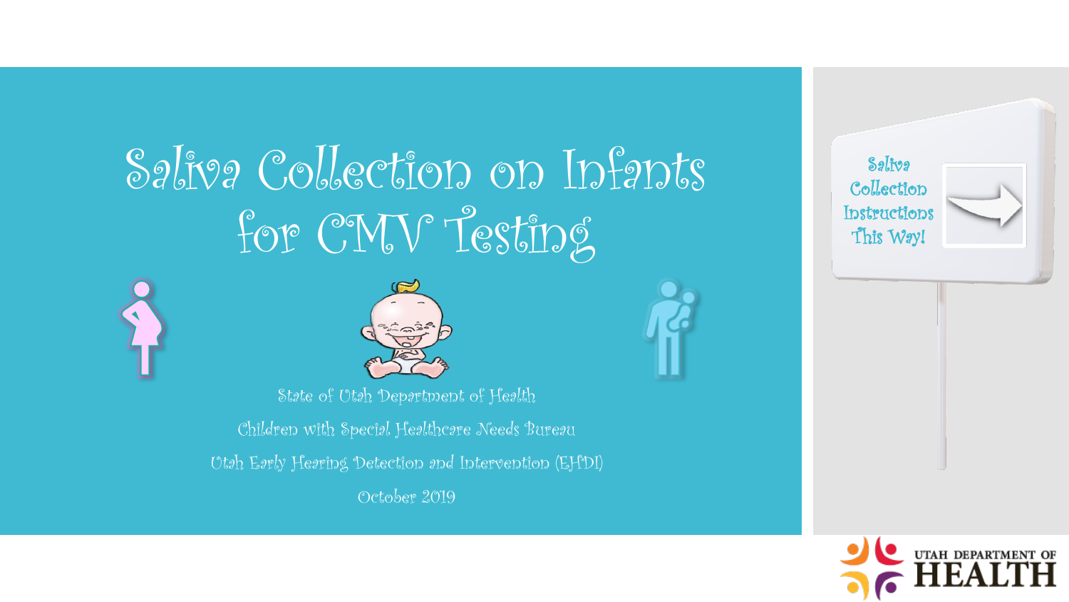# Saliva Collection on Infants for CMV Testing

State of Utah Department of Health

Children with Special Healthcare Needs Bureau

Utah Early Hearing Detection and Intervention (EHDI)

October 2019

Saliva Collection Instructions This Way!

UTAH DEPARTMENT OF HEALTH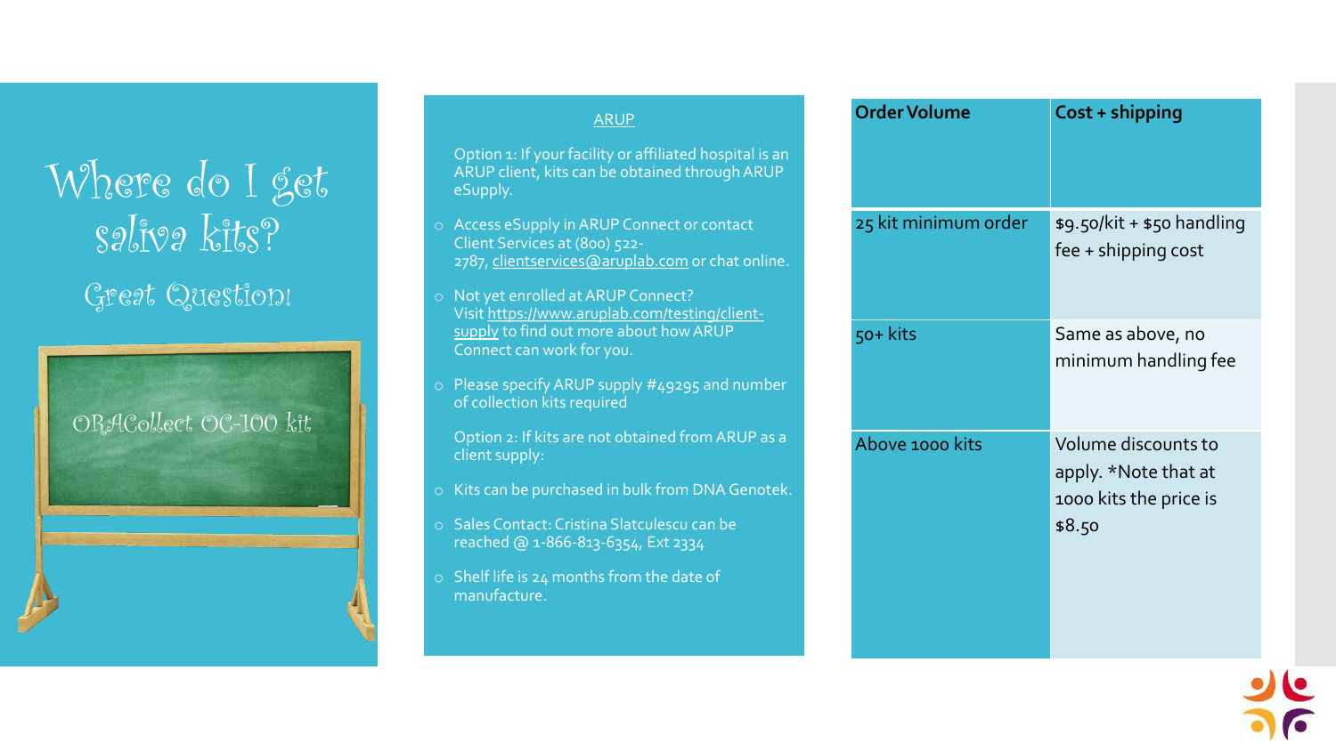# Where do I get saliva kits?

## Great Question!

ORACollect OC-100 kit

### ARUP

Option 1: If your facility or affiliated hospital is an ARUP client, kits can be obtained through ARUP eSupply.

- Access eSupply in ARUP Connect or contact Client Services at (800) 522-2787, clientservices@aruplab.com or chat online.
- Not yet enrolled at ARUP Connect? Visit https://www.aruplab.com/testing/client-supply to find out more about how ARUP Connect can work for you.
- Please specify ARUP supply #49295 and number of collection kits required

Option 2: If kits are not obtained from ARUP as a client supply:

- Kits can be purchased in bulk from DNA Genotek.
- Sales Contact: Cristina Slatculescu can be reached @ 1-866-813-6354, Ext 2334
- Shelf life is 24 months from the date of manufacture.

| Order Volume | Cost + shipping |
|---|---|
| 25 kit minimum order | $9.50/kit + $50 handling fee + shipping cost |
| 50+ kits | Same as above, no minimum handling fee |
| Above 1000 kits | Volume discounts to apply. *Note that at 1000 kits the price is $8.50 |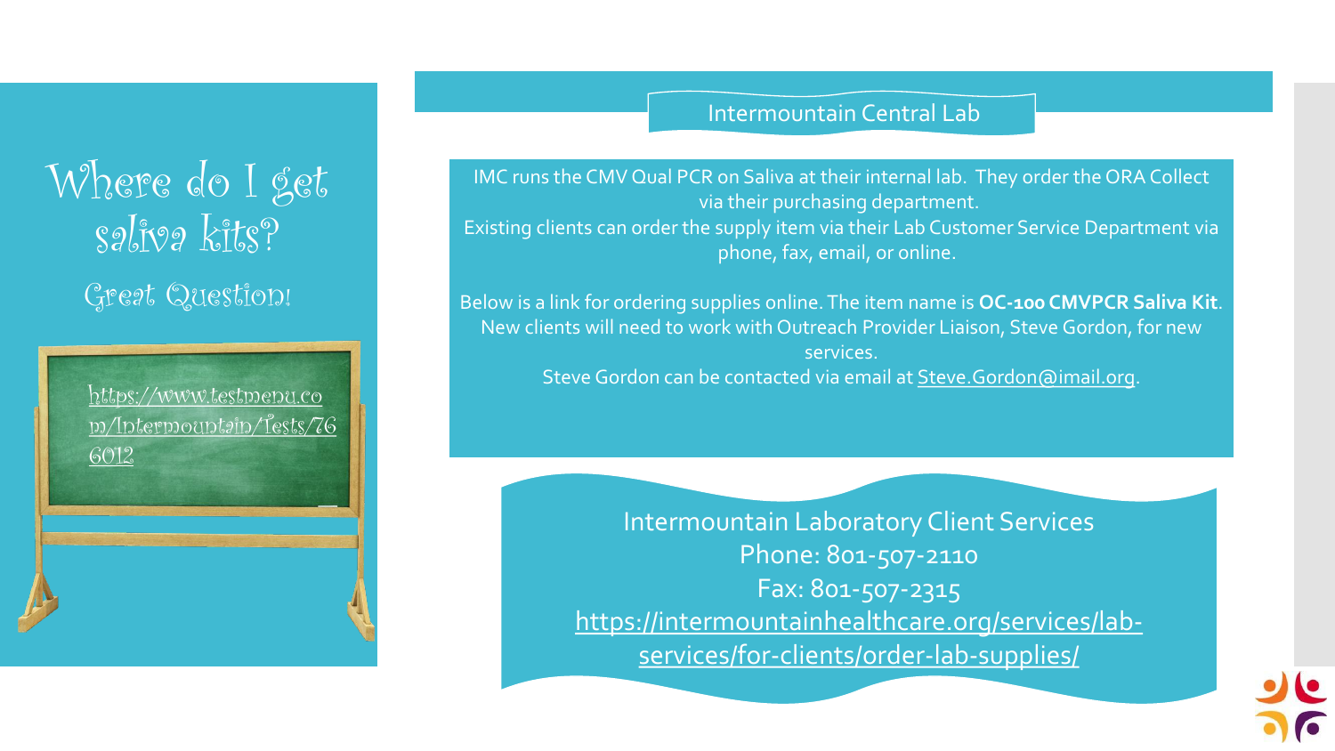# Where do I get saliva kits?

## Great Question!

https://www.testmenu.com/Intermountain/Tests/766012

## Intermountain Central Lab

IMC runs the CMV Qual PCR on Saliva at their internal lab. They order the ORA Collect via their purchasing department.

Existing clients can order the supply item via their Lab Customer Service Department via phone, fax, email, or online.

Below is a link for ordering supplies online. The item name is **OC-100 CMVPCR Saliva Kit**.

New clients will need to work with Outreach Provider Liaison, Steve Gordon, for new services.

Steve Gordon can be contacted via email at Steve.Gordon@imail.org.

Intermountain Laboratory Client Services

Phone: 801-507-2110

Fax: 801-507-2315

https://intermountainhealthcare.org/services/lab-services/for-clients/order-lab-supplies/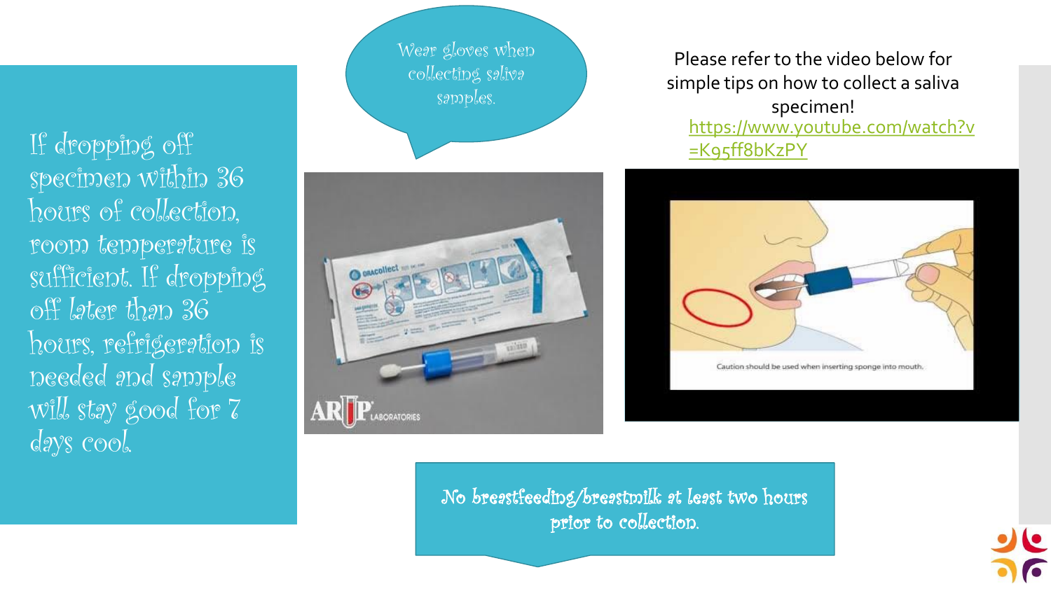If dropping off specimen within 36 hours of collection, room temperature is sufficient. If dropping off later than 36 hours, refrigeration is needed and sample will stay good for 7 days cool.

Wear gloves when collecting saliva samples.

Please refer to the video below for simple tips on how to collect a saliva specimen!

https://www.youtube.com/watch?v=K95ff8bKzPY

No breastfeeding/breastmilk at least two hours prior to collection.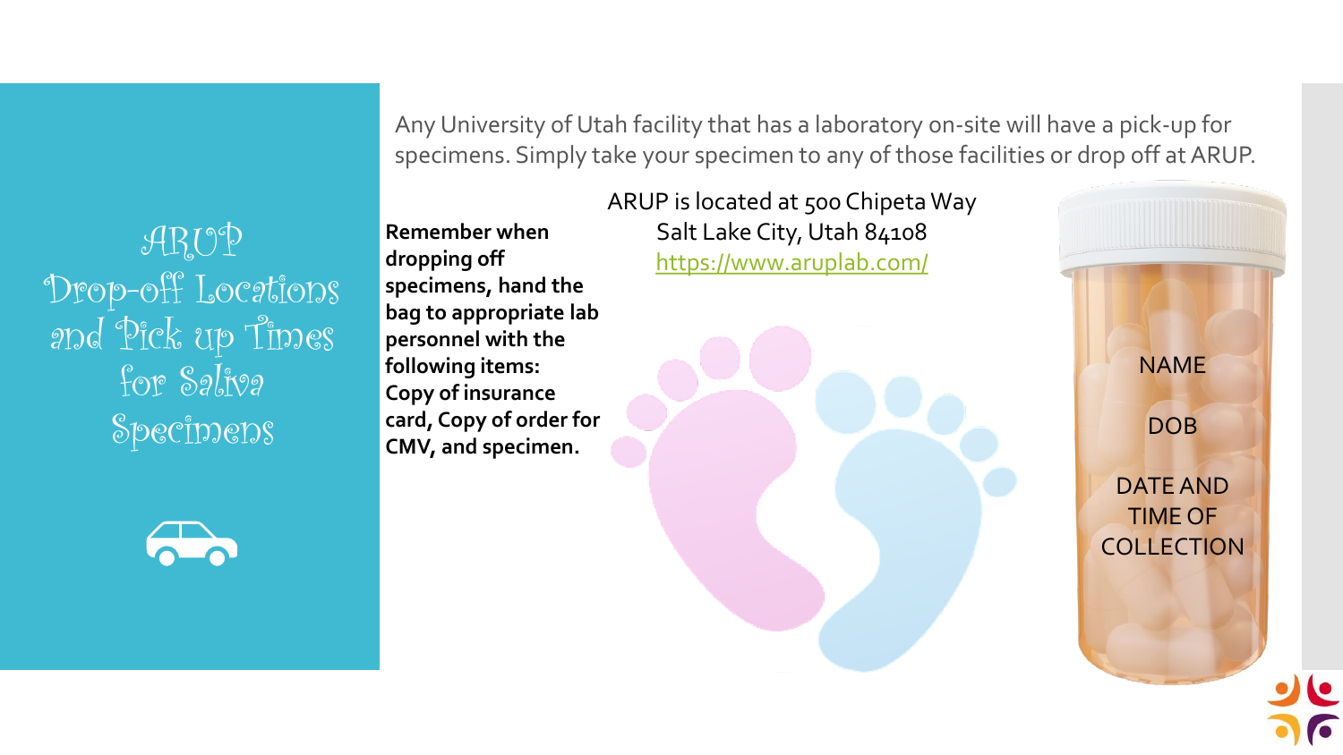# ARUP Drop-off Locations and Pick up Times for Saliva Specimens

Any University of Utah facility that has a laboratory on-site will have a pick-up for specimens. Simply take your specimen to any of those facilities or drop off at ARUP.

**Remember when dropping off specimens, hand the bag to appropriate lab personnel with the following items: Copy of insurance card, Copy of order for CMV, and specimen.**

ARUP is located at 500 Chipeta Way
Salt Lake City, Utah 84108
https://www.aruplab.com/

NAME

DOB

DATE AND TIME OF COLLECTION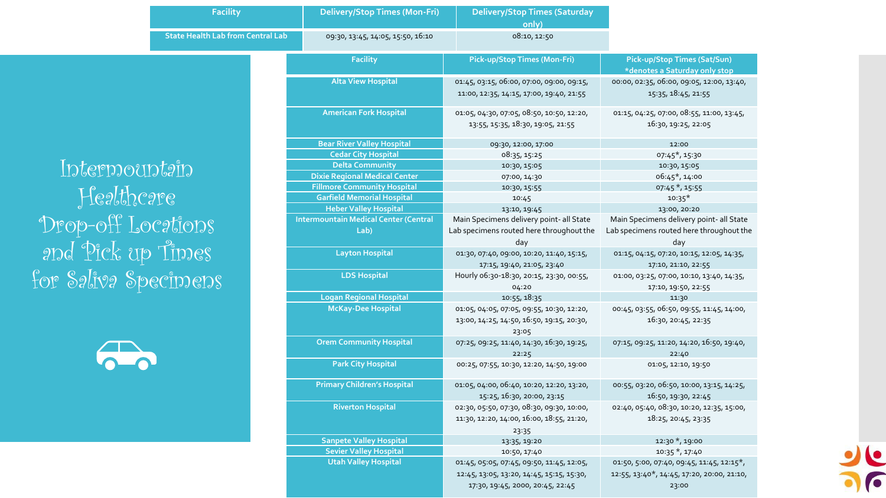# Intermountain Healthcare Drop-off Locations and Pick up Times for Saliva Specimens

| Facility | Delivery/Stop Times (Mon-Fri) | Delivery/Stop Times (Saturday only) |
|---|---|---|
| State Health Lab from Central Lab | 09:30, 13:45, 14:05, 15:50, 16:10 | 08:10, 12:50 |

| Facility | Pick-up/Stop Times (Mon-Fri) | Pick-up/Stop Times (Sat/Sun) *denotes a Saturday only stop |
|---|---|---|
| Alta View Hospital | 01:45, 03:15, 06:00, 07:00, 09:00, 09:15, 11:00, 12:35, 14:15, 17:00, 19:40, 21:55 | 00:00, 02:35, 06:00, 09:05, 12:00, 13:40, 15:35, 18:45, 21:55 |
| American Fork Hospital | 01:05, 04:30, 07:05, 08:50, 10:50, 12:20, 13:55, 15:35, 18:30, 19:05, 21:55 | 01:15, 04:25, 07:00, 08:55, 11:00, 13:45, 16:30, 19:25, 22:05 |
| Bear River Valley Hospital | 09:30, 12:00, 17:00 | 12:00 |
| Cedar City Hospital | 08:35, 15:25 | 07:45*, 15:30 |
| Delta Community | 10:30, 15:05 | 10:30, 15:05 |
| Dixie Regional Medical Center | 07:00, 14:30 | 06:45*, 14:00 |
| Fillmore Community Hospital | 10:30, 15:55 | 07:45 *, 15:55 |
| Garfield Memorial Hospital | 10:45 | 10:35* |
| Heber Valley Hospital | 13:10, 19:45 | 13:00, 20:20 |
| Intermountain Medical Center (Central Lab) | Main Specimens delivery point- all State Lab specimens routed here throughout the day | Main Specimens delivery point- all State Lab specimens routed here throughout the day |
| Layton Hospital | 01:30, 07:40, 09:00, 10:20, 11:40, 15:15, 17:15, 19:40, 21:05, 23:40 | 01:15, 04:15, 07:20, 10:15, 12:05, 14:35, 17:10, 21:10, 22:55 |
| LDS Hospital | Hourly 06:30-18:30, 20:15, 23:30, 00:55, 04:20 | 01:00, 03:25, 07:00, 10:10, 13:40, 14:35, 17:10, 19:50, 22:55 |
| Logan Regional Hospital | 10:55, 18:35 | 11:30 |
| McKay-Dee Hospital | 01:05, 04:05, 07:05, 09:55, 10:30, 12:20, 13:00, 14:25, 14:50, 16:50, 19:15, 20:30, 23:05 | 00:45, 03:55, 06:50, 09:55, 11:45, 14:00, 16:30, 20:45, 22:35 |
| Orem Community Hospital | 07:25, 09:25, 11:40, 14:30, 16:30, 19:25, 22:25 | 07:15, 09:25, 11:20, 14:20, 16:50, 19:40, 22:40 |
| Park City Hospital | 00:25, 07:55, 10:30, 12:20, 14:50, 19:00 | 01:05, 12:10, 19:50 |
| Primary Children's Hospital | 01:05, 04:00, 06:40, 10:20, 12:20, 13:20, 15:25, 16:30, 20:00, 23:15 | 00:55, 03:20, 06:50, 10:00, 13:15, 14:25, 16:50, 19:30, 22:45 |
| Riverton Hospital | 02:30, 05:50, 07:30, 08:30, 09:30, 10:00, 11:30, 12:20, 14:00, 16:00, 18:55, 21:20, 23:35 | 02:40, 05:40, 08:30, 10:20, 12:35, 15:00, 18:25, 20:45, 23:35 |
| Sanpete Valley Hospital | 13:35, 19:20 | 12:30 *, 19:00 |
| Sevier Valley Hospital | 10:50, 17:40 | 10:35 *, 17:40 |
| Utah Valley Hospital | 01:45, 05:05, 07:45, 09:50, 11:45, 12:05, 12:45, 13:05, 13:20, 14:45, 15:15, 15:30, 17:30, 19:45, 2000, 20:45, 22:45 | 01:50, 5:00, 07:40, 09:45, 11:45, 12:15*, 12:55, 13:40*, 14:45, 17:20, 20:00, 21:10, 23:00 |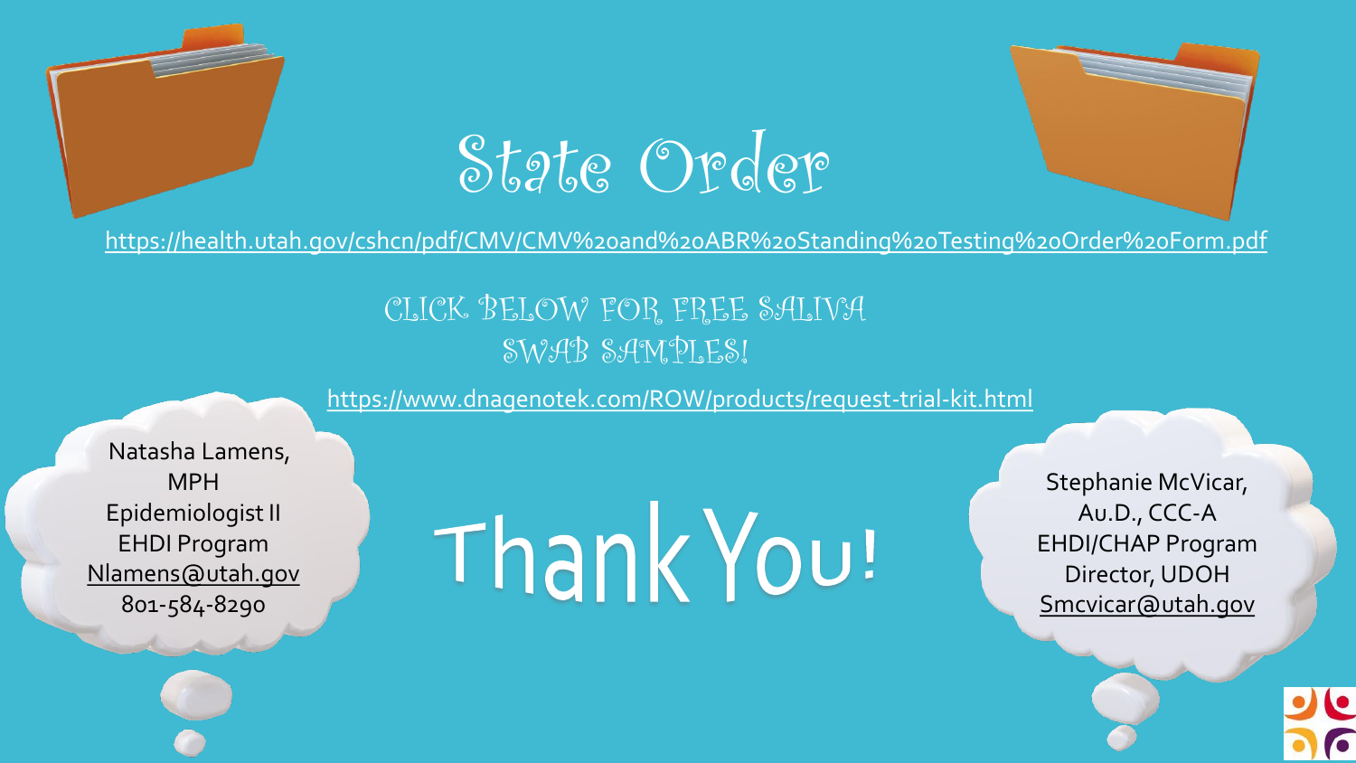# State Order

https://health.utah.gov/cshcn/pdf/CMV/CMV%20and%20ABR%20Standing%20Testing%20Order%20Form.pdf

CLICK BELOW FOR FREE SALIVA SWAB SAMPLES!

https://www.dnagenotek.com/ROW/products/request-trial-kit.html

Natasha Lamens, MPH
Epidemiologist II
EHDI Program
Nlamens@utah.gov
801-584-8290

# Thank You!

Stephanie McVicar, Au.D., CCC-A
EHDI/CHAP Program
Director, UDOH
Smcvicar@utah.gov